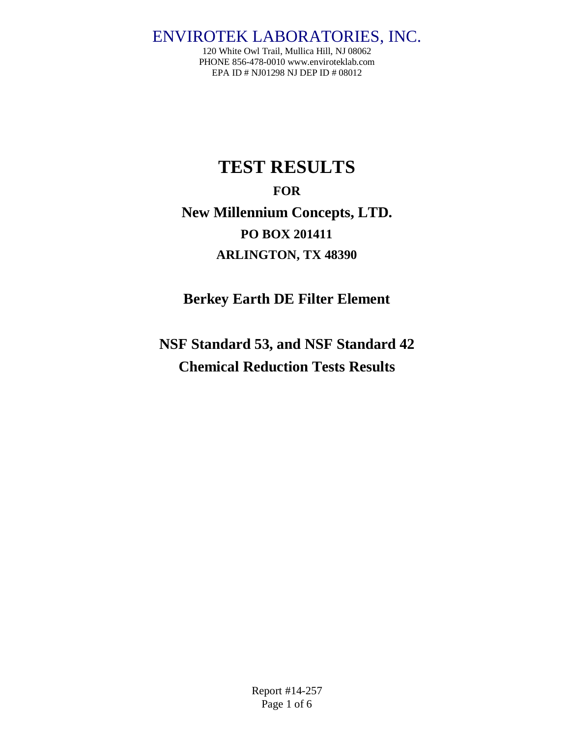ENVIROTEK LABORATORIES, INC.

120 White Owl Trail, Mullica Hill, NJ 08062
PHONE 856-478-0010 www.enviroteklab.com
EPA ID # NJ01298 NJ DEP ID # 08012

# TEST RESULTS

**FOR**

**New Millennium Concepts, LTD.**

**PO BOX 201411**

**ARLINGTON, TX 48390**

## Berkey Earth DE Filter Element

## NSF Standard 53, and NSF Standard 42 Chemical Reduction Tests Results

Report #14-257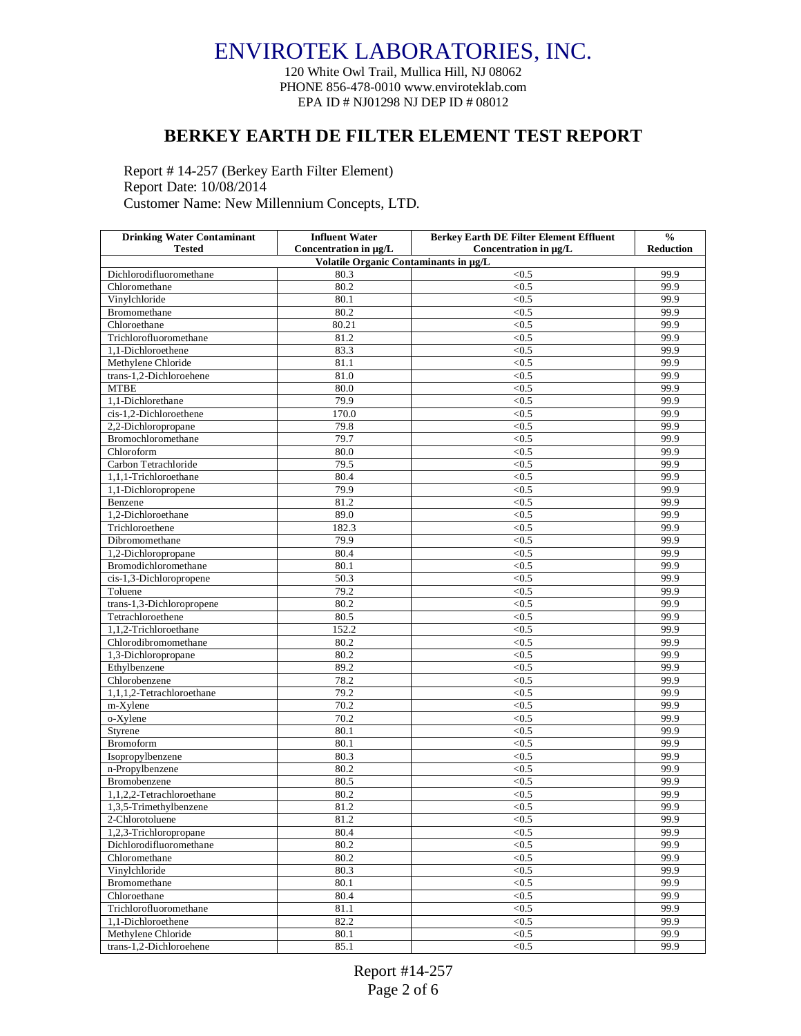# ENVIROTEK LABORATORIES, INC.

120 White Owl Trail, Mullica Hill, NJ 08062
PHONE 856-478-0010 www.enviroteklab.com
EPA ID # NJ01298 NJ DEP ID # 08012

## BERKEY EARTH DE FILTER ELEMENT TEST REPORT

Report # 14-257 (Berkey Earth Filter Element)
Report Date: 10/08/2014
Customer Name: New Millennium Concepts, LTD.

| Drinking Water Contaminant Tested | Influent Water Concentration in µg/L | Berkey Earth DE Filter Element Effluent Concentration in µg/L | % Reduction |
|---|---|---|---|
| **Volatile Organic Contaminants in µg/L** | | | |
| Dichlorodifluoromethane | 80.3 | <0.5 | 99.9 |
| Chloromethane | 80.2 | <0.5 | 99.9 |
| Vinylchloride | 80.1 | <0.5 | 99.9 |
| Bromomethane | 80.2 | <0.5 | 99.9 |
| Chloroethane | 80.21 | <0.5 | 99.9 |
| Trichlorofluoromethane | 81.2 | <0.5 | 99.9 |
| 1,1-Dichloroethene | 83.3 | <0.5 | 99.9 |
| Methylene Chloride | 81.1 | <0.5 | 99.9 |
| trans-1,2-Dichloroehene | 81.0 | <0.5 | 99.9 |
| MTBE | 80.0 | <0.5 | 99.9 |
| 1,1-Dichlorethane | 79.9 | <0.5 | 99.9 |
| cis-1,2-Dichloroethene | 170.0 | <0.5 | 99.9 |
| 2,2-Dichloropropane | 79.8 | <0.5 | 99.9 |
| Bromochloromethane | 79.7 | <0.5 | 99.9 |
| Chloroform | 80.0 | <0.5 | 99.9 |
| Carbon Tetrachloride | 79.5 | <0.5 | 99.9 |
| 1,1,1-Trichloroethane | 80.4 | <0.5 | 99.9 |
| 1,1-Dichloropropene | 79.9 | <0.5 | 99.9 |
| Benzene | 81.2 | <0.5 | 99.9 |
| 1,2-Dichloroethane | 89.0 | <0.5 | 99.9 |
| Trichloroethene | 182.3 | <0.5 | 99.9 |
| Dibromomethane | 79.9 | <0.5 | 99.9 |
| 1,2-Dichloropropane | 80.4 | <0.5 | 99.9 |
| Bromodichloromethane | 80.1 | <0.5 | 99.9 |
| cis-1,3-Dichloropropene | 50.3 | <0.5 | 99.9 |
| Toluene | 79.2 | <0.5 | 99.9 |
| trans-1,3-Dichloropropene | 80.2 | <0.5 | 99.9 |
| Tetrachloroethene | 80.5 | <0.5 | 99.9 |
| 1,1,2-Trichloroethane | 152.2 | <0.5 | 99.9 |
| Chlorodibromomethane | 80.2 | <0.5 | 99.9 |
| 1,3-Dichloropropane | 80.2 | <0.5 | 99.9 |
| Ethylbenzene | 89.2 | <0.5 | 99.9 |
| Chlorobenzene | 78.2 | <0.5 | 99.9 |
| 1,1,1,2-Tetrachloroethane | 79.2 | <0.5 | 99.9 |
| m-Xylene | 70.2 | <0.5 | 99.9 |
| o-Xylene | 70.2 | <0.5 | 99.9 |
| Styrene | 80.1 | <0.5 | 99.9 |
| Bromoform | 80.1 | <0.5 | 99.9 |
| Isopropylbenzene | 80.3 | <0.5 | 99.9 |
| n-Propylbenzene | 80.2 | <0.5 | 99.9 |
| Bromobenzene | 80.5 | <0.5 | 99.9 |
| 1,1,2,2-Tetrachloroethane | 80.2 | <0.5 | 99.9 |
| 1,3,5-Trimethylbenzene | 81.2 | <0.5 | 99.9 |
| 2-Chlorotoluene | 81.2 | <0.5 | 99.9 |
| 1,2,3-Trichloropropane | 80.4 | <0.5 | 99.9 |
| Dichlorodifluoromethane | 80.2 | <0.5 | 99.9 |
| Chloromethane | 80.2 | <0.5 | 99.9 |
| Vinylchloride | 80.3 | <0.5 | 99.9 |
| Bromomethane | 80.1 | <0.5 | 99.9 |
| Chloroethane | 80.4 | <0.5 | 99.9 |
| Trichlorofluoromethane | 81.1 | <0.5 | 99.9 |
| 1,1-Dichloroethene | 82.2 | <0.5 | 99.9 |
| Methylene Chloride | 80.1 | <0.5 | 99.9 |
| trans-1,2-Dichloroehene | 85.1 | <0.5 | 99.9 |

Report #14-257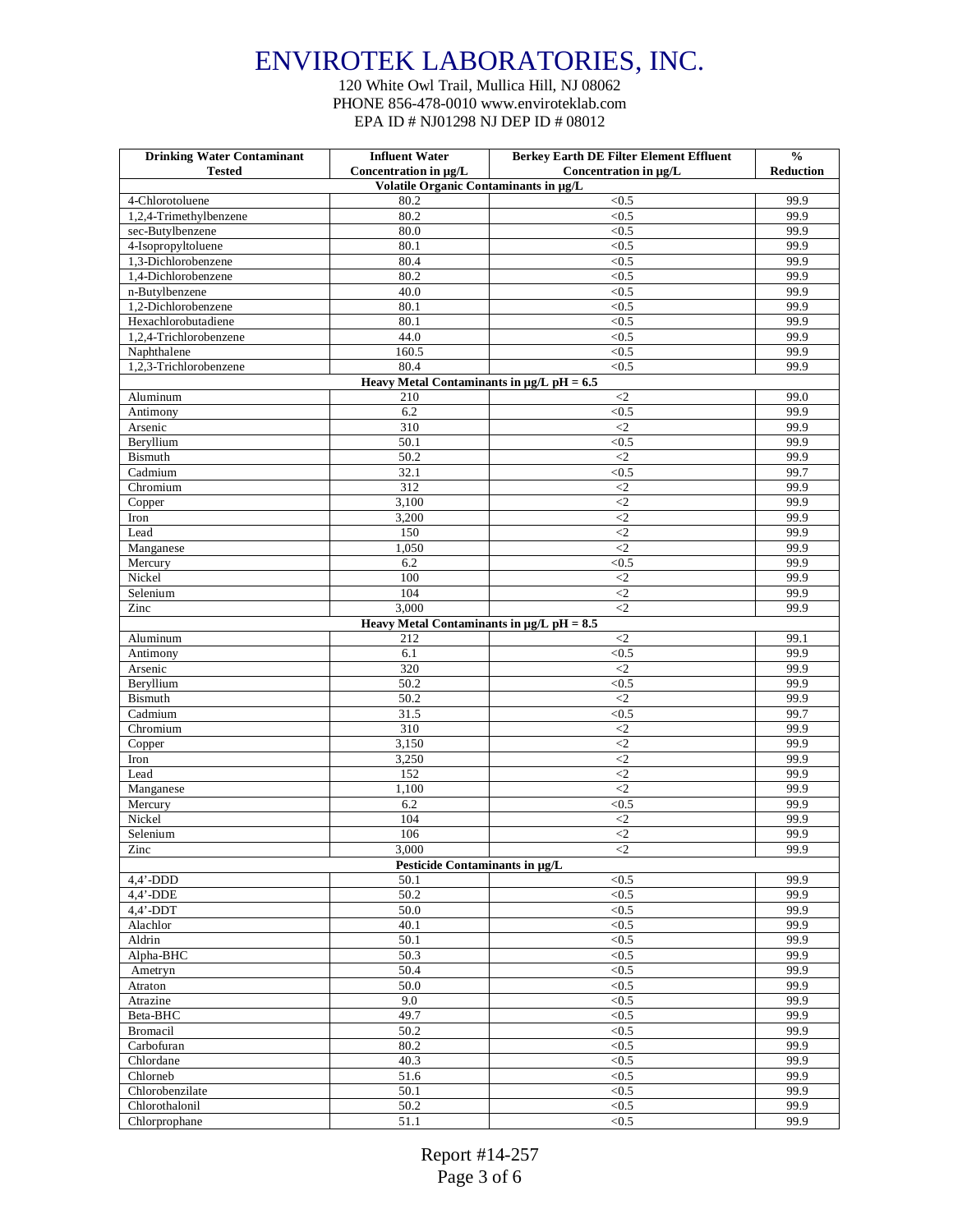# ENVIROTEK LABORATORIES, INC.

120 White Owl Trail, Mullica Hill, NJ 08062
PHONE 856-478-0010 www.enviroteklab.com
EPA ID # NJ01298 NJ DEP ID # 08012

| Drinking Water Contaminant Tested | Influent Water Concentration in µg/L | Berkey Earth DE Filter Element Effluent Concentration in µg/L | % Reduction |
|---|---|---|---|
| **Volatile Organic Contaminants in µg/L** | | | |
| 4-Chlorotoluene | 80.2 | <0.5 | 99.9 |
| 1,2,4-Trimethylbenzene | 80.2 | <0.5 | 99.9 |
| sec-Butylbenzene | 80.0 | <0.5 | 99.9 |
| 4-Isopropyltoluene | 80.1 | <0.5 | 99.9 |
| 1,3-Dichlorobenzene | 80.4 | <0.5 | 99.9 |
| 1,4-Dichlorobenzene | 80.2 | <0.5 | 99.9 |
| n-Butylbenzene | 40.0 | <0.5 | 99.9 |
| 1,2-Dichlorobenzene | 80.1 | <0.5 | 99.9 |
| Hexachlorobutadiene | 80.1 | <0.5 | 99.9 |
| 1,2,4-Trichlorobenzene | 44.0 | <0.5 | 99.9 |
| Naphthalene | 160.5 | <0.5 | 99.9 |
| 1,2,3-Trichlorobenzene | 80.4 | <0.5 | 99.9 |
| **Heavy Metal Contaminants in µg/L pH = 6.5** | | | |
| Aluminum | 210 | <2 | 99.0 |
| Antimony | 6.2 | <0.5 | 99.9 |
| Arsenic | 310 | <2 | 99.9 |
| Beryllium | 50.1 | <0.5 | 99.9 |
| Bismuth | 50.2 | <2 | 99.9 |
| Cadmium | 32.1 | <0.5 | 99.7 |
| Chromium | 312 | <2 | 99.9 |
| Copper | 3,100 | <2 | 99.9 |
| Iron | 3,200 | <2 | 99.9 |
| Lead | 150 | <2 | 99.9 |
| Manganese | 1,050 | <2 | 99.9 |
| Mercury | 6.2 | <0.5 | 99.9 |
| Nickel | 100 | <2 | 99.9 |
| Selenium | 104 | <2 | 99.9 |
| Zinc | 3,000 | <2 | 99.9 |
| **Heavy Metal Contaminants in µg/L pH = 8.5** | | | |
| Aluminum | 212 | <2 | 99.1 |
| Antimony | 6.1 | <0.5 | 99.9 |
| Arsenic | 320 | <2 | 99.9 |
| Beryllium | 50.2 | <0.5 | 99.9 |
| Bismuth | 50.2 | <2 | 99.9 |
| Cadmium | 31.5 | <0.5 | 99.7 |
| Chromium | 310 | <2 | 99.9 |
| Copper | 3,150 | <2 | 99.9 |
| Iron | 3,250 | <2 | 99.9 |
| Lead | 152 | <2 | 99.9 |
| Manganese | 1,100 | <2 | 99.9 |
| Mercury | 6.2 | <0.5 | 99.9 |
| Nickel | 104 | <2 | 99.9 |
| Selenium | 106 | <2 | 99.9 |
| Zinc | 3,000 | <2 | 99.9 |
| **Pesticide Contaminants in µg/L** | | | |
| 4,4'-DDD | 50.1 | <0.5 | 99.9 |
| 4,4'-DDE | 50.2 | <0.5 | 99.9 |
| 4,4'-DDT | 50.0 | <0.5 | 99.9 |
| Alachlor | 40.1 | <0.5 | 99.9 |
| Aldrin | 50.1 | <0.5 | 99.9 |
| Alpha-BHC | 50.3 | <0.5 | 99.9 |
| Ametryn | 50.4 | <0.5 | 99.9 |
| Atraton | 50.0 | <0.5 | 99.9 |
| Atrazine | 9.0 | <0.5 | 99.9 |
| Beta-BHC | 49.7 | <0.5 | 99.9 |
| Bromacil | 50.2 | <0.5 | 99.9 |
| Carbofuran | 80.2 | <0.5 | 99.9 |
| Chlordane | 40.3 | <0.5 | 99.9 |
| Chlorneb | 51.6 | <0.5 | 99.9 |
| Chlorobenzilate | 50.1 | <0.5 | 99.9 |
| Chlorothalonil | 50.2 | <0.5 | 99.9 |
| Chlorprophane | 51.1 | <0.5 | 99.9 |

Report #14-257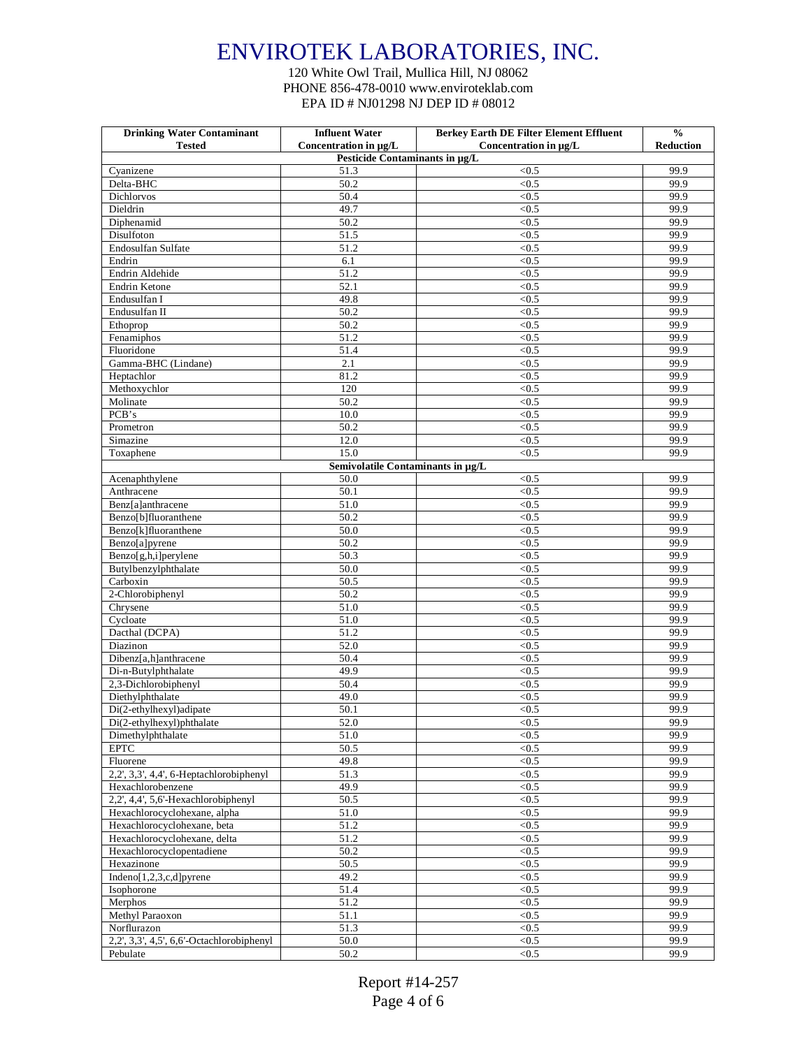# ENVIROTEK LABORATORIES, INC.

120 White Owl Trail, Mullica Hill, NJ 08062
PHONE 856-478-0010 www.enviroteklab.com
EPA ID # NJ01298 NJ DEP ID # 08012

| Drinking Water Contaminant Tested | Influent Water Concentration in µg/L | Berkey Earth DE Filter Element Effluent Concentration in µg/L | % Reduction |
|---|---|---|---|
| **Pesticide Contaminants in µg/L** | | | |
| Cyanizene | 51.3 | <0.5 | 99.9 |
| Delta-BHC | 50.2 | <0.5 | 99.9 |
| Dichlorvos | 50.4 | <0.5 | 99.9 |
| Dieldrin | 49.7 | <0.5 | 99.9 |
| Diphenamid | 50.2 | <0.5 | 99.9 |
| Disulfoton | 51.5 | <0.5 | 99.9 |
| Endosulfan Sulfate | 51.2 | <0.5 | 99.9 |
| Endrin | 6.1 | <0.5 | 99.9 |
| Endrin Aldehide | 51.2 | <0.5 | 99.9 |
| Endrin Ketone | 52.1 | <0.5 | 99.9 |
| Endusulfan I | 49.8 | <0.5 | 99.9 |
| Endusulfan II | 50.2 | <0.5 | 99.9 |
| Ethoprop | 50.2 | <0.5 | 99.9 |
| Fenamiphos | 51.2 | <0.5 | 99.9 |
| Fluoridone | 51.4 | <0.5 | 99.9 |
| Gamma-BHC (Lindane) | 2.1 | <0.5 | 99.9 |
| Heptachlor | 81.2 | <0.5 | 99.9 |
| Methoxychlor | 120 | <0.5 | 99.9 |
| Molinate | 50.2 | <0.5 | 99.9 |
| PCB's | 10.0 | <0.5 | 99.9 |
| Prometron | 50.2 | <0.5 | 99.9 |
| Simazine | 12.0 | <0.5 | 99.9 |
| Toxaphene | 15.0 | <0.5 | 99.9 |
| **Semivolatile Contaminants in µg/L** | | | |
| Acenaphthylene | 50.0 | <0.5 | 99.9 |
| Anthracene | 50.1 | <0.5 | 99.9 |
| Benz[a]anthracene | 51.0 | <0.5 | 99.9 |
| Benzo[b]fluoranthene | 50.2 | <0.5 | 99.9 |
| Benzo[k]fluoranthene | 50.0 | <0.5 | 99.9 |
| Benzo[a]pyrene | 50.2 | <0.5 | 99.9 |
| Benzo[g,h,i]perylene | 50.3 | <0.5 | 99.9 |
| Butylbenzylphthalate | 50.0 | <0.5 | 99.9 |
| Carboxin | 50.5 | <0.5 | 99.9 |
| 2-Chlorobiphenyl | 50.2 | <0.5 | 99.9 |
| Chrysene | 51.0 | <0.5 | 99.9 |
| Cycloate | 51.0 | <0.5 | 99.9 |
| Dacthal (DCPA) | 51.2 | <0.5 | 99.9 |
| Diazinon | 52.0 | <0.5 | 99.9 |
| Dibenz[a,h]anthracene | 50.4 | <0.5 | 99.9 |
| Di-n-Butylphthalate | 49.9 | <0.5 | 99.9 |
| 2,3-Dichlorobiphenyl | 50.4 | <0.5 | 99.9 |
| Diethylphthalate | 49.0 | <0.5 | 99.9 |
| Di(2-ethylhexyl)adipate | 50.1 | <0.5 | 99.9 |
| Di(2-ethylhexyl)phthalate | 52.0 | <0.5 | 99.9 |
| Dimethylphthalate | 51.0 | <0.5 | 99.9 |
| EPTC | 50.5 | <0.5 | 99.9 |
| Fluorene | 49.8 | <0.5 | 99.9 |
| 2,2', 3,3', 4,4', 6-Heptachlorobiphenyl | 51.3 | <0.5 | 99.9 |
| Hexachlorobenzene | 49.9 | <0.5 | 99.9 |
| 2,2', 4,4', 5,6'-Hexachlorobiphenyl | 50.5 | <0.5 | 99.9 |
| Hexachlorocyclohexane, alpha | 51.0 | <0.5 | 99.9 |
| Hexachlorocyclohexane, beta | 51.2 | <0.5 | 99.9 |
| Hexachlorocyclohexane, delta | 51.2 | <0.5 | 99.9 |
| Hexachlorocyclopentadiene | 50.2 | <0.5 | 99.9 |
| Hexazinone | 50.5 | <0.5 | 99.9 |
| Indeno[1,2,3,c,d]pyrene | 49.2 | <0.5 | 99.9 |
| Isophorone | 51.4 | <0.5 | 99.9 |
| Merphos | 51.2 | <0.5 | 99.9 |
| Methyl Paraoxon | 51.1 | <0.5 | 99.9 |
| Norflurazon | 51.3 | <0.5 | 99.9 |
| 2,2', 3,3', 4,5', 6,6'-Octachlorobiphenyl | 50.0 | <0.5 | 99.9 |
| Pebulate | 50.2 | <0.5 | 99.9 |

Report #14-257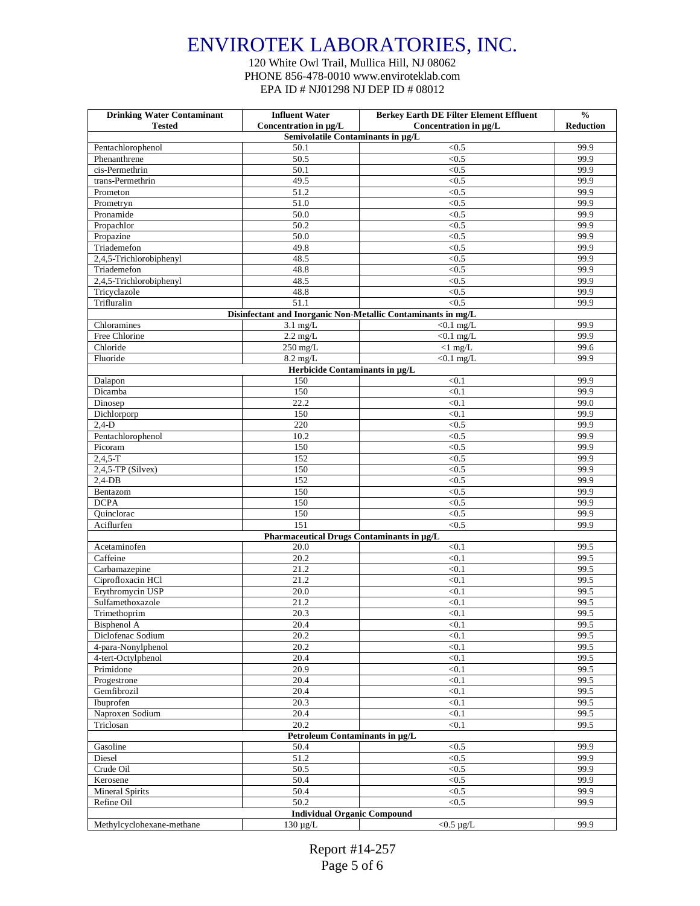# ENVIROTEK LABORATORIES, INC.

120 White Owl Trail, Mullica Hill, NJ 08062
PHONE 856-478-0010 www.enviroteklab.com
EPA ID # NJ01298 NJ DEP ID # 08012

| Drinking Water Contaminant Tested | Influent Water Concentration in µg/L | Berkey Earth DE Filter Element Effluent Concentration in µg/L | % Reduction |
|---|---|---|---|
| **Semivolatile Contaminants in µg/L** | | | |
| Pentachlorophenol | 50.1 | <0.5 | 99.9 |
| Phenanthrene | 50.5 | <0.5 | 99.9 |
| cis-Permethrin | 50.1 | <0.5 | 99.9 |
| trans-Permethrin | 49.5 | <0.5 | 99.9 |
| Prometon | 51.2 | <0.5 | 99.9 |
| Prometryn | 51.0 | <0.5 | 99.9 |
| Pronamide | 50.0 | <0.5 | 99.9 |
| Propachlor | 50.2 | <0.5 | 99.9 |
| Propazine | 50.0 | <0.5 | 99.9 |
| Triademefon | 49.8 | <0.5 | 99.9 |
| 2,4,5-Trichlorobiphenyl | 48.5 | <0.5 | 99.9 |
| Triademefon | 48.8 | <0.5 | 99.9 |
| 2,4,5-Trichlorobiphenyl | 48.5 | <0.5 | 99.9 |
| Tricyclazole | 48.8 | <0.5 | 99.9 |
| Trifluralin | 51.1 | <0.5 | 99.9 |
| **Disinfectant and Inorganic Non-Metallic Contaminants in mg/L** | | | |
| Chloramines | 3.1 mg/L | <0.1 mg/L | 99.9 |
| Free Chlorine | 2.2 mg/L | <0.1 mg/L | 99.9 |
| Chloride | 250 mg/L | <1 mg/L | 99.6 |
| Fluoride | 8.2 mg/L | <0.1 mg/L | 99.9 |
| **Herbicide Contaminants in µg/L** | | | |
| Dalapon | 150 | <0.1 | 99.9 |
| Dicamba | 150 | <0.1 | 99.9 |
| Dinosep | 22.2 | <0.1 | 99.0 |
| Dichlorporp | 150 | <0.1 | 99.9 |
| 2,4-D | 220 | <0.5 | 99.9 |
| Pentachlorophenol | 10.2 | <0.5 | 99.9 |
| Picoram | 150 | <0.5 | 99.9 |
| 2,4,5-T | 152 | <0.5 | 99.9 |
| 2,4,5-TP (Silvex) | 150 | <0.5 | 99.9 |
| 2,4-DB | 152 | <0.5 | 99.9 |
| Bentazom | 150 | <0.5 | 99.9 |
| DCPA | 150 | <0.5 | 99.9 |
| Quinclorac | 150 | <0.5 | 99.9 |
| Aciflurfen | 151 | <0.5 | 99.9 |
| **Pharmaceutical Drugs Contaminants in µg/L** | | | |
| Acetaminofen | 20.0 | <0.1 | 99.5 |
| Caffeine | 20.2 | <0.1 | 99.5 |
| Carbamazepine | 21.2 | <0.1 | 99.5 |
| Ciprofloxacin HCl | 21.2 | <0.1 | 99.5 |
| Erythromycin USP | 20.0 | <0.1 | 99.5 |
| Sulfamethoxazole | 21.2 | <0.1 | 99.5 |
| Trimethoprim | 20.3 | <0.1 | 99.5 |
| Bisphenol A | 20.4 | <0.1 | 99.5 |
| Diclofenac Sodium | 20.2 | <0.1 | 99.5 |
| 4-para-Nonylphenol | 20.2 | <0.1 | 99.5 |
| 4-tert-Octylphenol | 20.4 | <0.1 | 99.5 |
| Primidone | 20.9 | <0.1 | 99.5 |
| Progestrone | 20.4 | <0.1 | 99.5 |
| Gemfibrozil | 20.4 | <0.1 | 99.5 |
| Ibuprofen | 20.3 | <0.1 | 99.5 |
| Naproxen Sodium | 20.4 | <0.1 | 99.5 |
| Triclosan | 20.2 | <0.1 | 99.5 |
| **Petroleum Contaminants in µg/L** | | | |
| Gasoline | 50.4 | <0.5 | 99.9 |
| Diesel | 51.2 | <0.5 | 99.9 |
| Crude Oil | 50.5 | <0.5 | 99.9 |
| Kerosene | 50.4 | <0.5 | 99.9 |
| Mineral Spirits | 50.4 | <0.5 | 99.9 |
| Refine Oil | 50.2 | <0.5 | 99.9 |
| **Individual Organic Compound** | | | |
| Methylcyclohexane-methane | 130 µg/L | <0.5 µg/L | 99.9 |

Report #14-257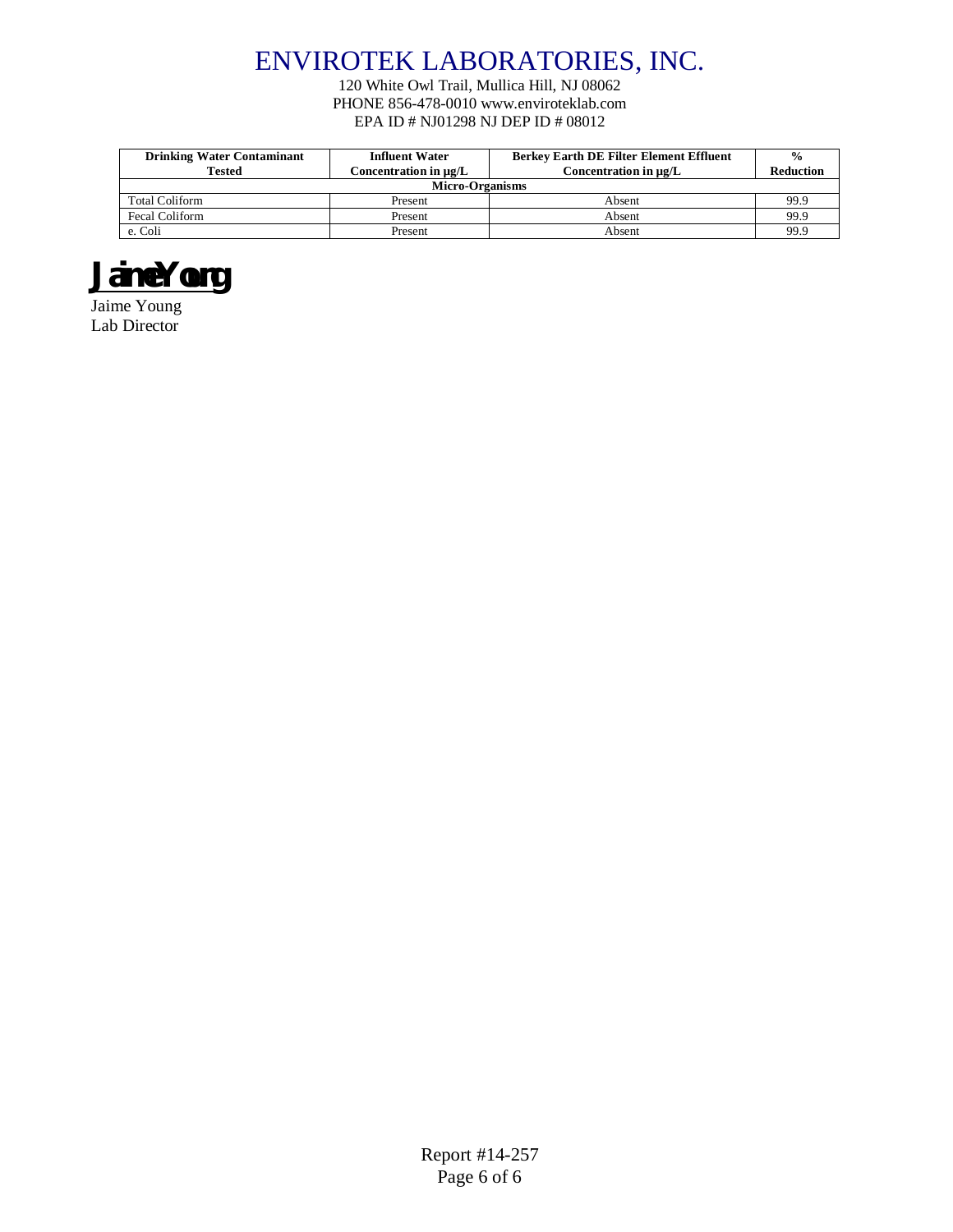# ENVIROTEK LABORATORIES, INC.

120 White Owl Trail, Mullica Hill, NJ 08062
PHONE 856-478-0010 www.enviroteklab.com
EPA ID # NJ01298 NJ DEP ID # 08012

| Drinking Water Contaminant Tested | Influent Water Concentration in µg/L | Berkey Earth DE Filter Element Effluent Concentration in µg/L | % Reduction |
|---|---|---|---|
| **Micro-Organisms** | | | |
| Total Coliform | Present | Absent | 99.9 |
| Fecal Coliform | Present | Absent | 99.9 |
| e. Coli | Present | Absent | 99.9 |

Jaime Young

Jaime Young
Lab Director

Report #14-257